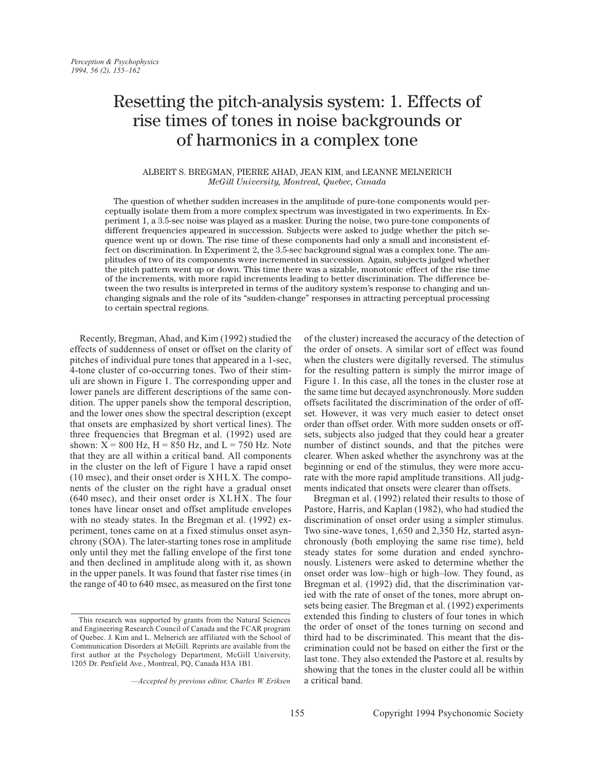# Resetting the pitch-analysis system: 1. Effects of rise times of tones in noise backgrounds or of harmonics in a complex tone

ALBERT S. BREGMAN, PIERRE AHAD, JEAN KIM, and LEANNE MELNERICH
*McGill University, Montreal, Quebec, Canada*

The question of whether sudden increases in the amplitude of pure-tone components would perceptually isolate them from a more complex spectrum was investigated in two experiments. In Experiment 1, a 3.5-sec noise was played as a masker. During the noise, two pure-tone components of different frequencies appeared in succession. Subjects were asked to judge whether the pitch sequence went up or down. The rise time of these components had only a small and inconsistent effect on discrimination. In Experiment 2, the 3.5-sec background signal was a complex tone. The amplitudes of two of its components were incremented in succession. Again, subjects judged whether the pitch pattern went up or down. This time there was a sizable, monotonic effect of the rise time of the increments, with more rapid increments leading to better discrimination. The difference between the two results is interpreted in terms of the auditory system's response to changing and unchanging signals and the role of its "sudden-change" responses in attracting perceptual processing to certain spectral regions.

Recently, Bregman, Ahad, and Kim (1992) studied the effects of suddenness of onset or offset on the clarity of pitches of individual pure tones that appeared in a 1-sec, 4-tone cluster of co-occurring tones. Two of their stimuli are shown in Figure 1. The corresponding upper and lower panels are different descriptions of the same condition. The upper panels show the temporal description, and the lower ones show the spectral description (except that onsets are emphasized by short vertical lines). The three frequencies that Bregman et al. (1992) used are shown: X = 800 Hz, H = 850 Hz, and L = 750 Hz. Note that they are all within a critical band. All components in the cluster on the left of Figure 1 have a rapid onset (10 msec), and their onset order is XHLX. The components of the cluster on the right have a gradual onset (640 msec), and their onset order is XLHX. The four tones have linear onset and offset amplitude envelopes with no steady states. In the Bregman et al. (1992) experiment, tones came on at a fixed stimulus onset asynchrony (SOA). The later-starting tones rose in amplitude only until they met the falling envelope of the first tone and then declined in amplitude along with it, as shown in the upper panels. It was found that faster rise times (in the range of 40 to 640 msec, as measured on the first tone of the cluster) increased the accuracy of the detection of the order of onsets. A similar sort of effect was found when the clusters were digitally reversed. The stimulus for the resulting pattern is simply the mirror image of Figure 1. In this case, all the tones in the cluster rose at the same time but decayed asynchronously. More sudden offsets facilitated the discrimination of the order of offset. However, it was very much easier to detect onset order than offset order. With more sudden onsets or offsets, subjects also judged that they could hear a greater number of distinct sounds, and that the pitches were clearer. When asked whether the asynchrony was at the beginning or end of the stimulus, they were more accurate with the more rapid amplitude transitions. All judgments indicated that onsets were clearer than offsets.

Bregman et al. (1992) related their results to those of Pastore, Harris, and Kaplan (1982), who had studied the discrimination of onset order using a simpler stimulus. Two sine-wave tones, 1,650 and 2,350 Hz, started asynchronously (both employing the same rise time), held steady states for some duration and ended synchronously. Listeners were asked to determine whether the onset order was low–high or high–low. They found, as Bregman et al. (1992) did, that the discrimination varied with the rate of onset of the tones, more abrupt onsets being easier. The Bregman et al. (1992) experiments extended this finding to clusters of four tones in which the order of onset of the tones turning on second and third had to be discriminated. This meant that the discrimination could not be based on either the first or the last tone. They also extended the Pastore et al. results by showing that the tones in the cluster could all be within a critical band.

This research was supported by grants from the Natural Sciences and Engineering Research Council of Canada and the FCAR program of Quebec. J. Kim and L. Melnerich are affiliated with the School of Communication Disorders at McGill. Reprints are available from the first author at the Psychology Department, McGill University, 1205 Dr. Penfield Ave., Montreal, PQ, Canada H3A 1B1.

*—Accepted by previous editor, Charles W. Eriksen*

Copyright 1994 Psychonomic Society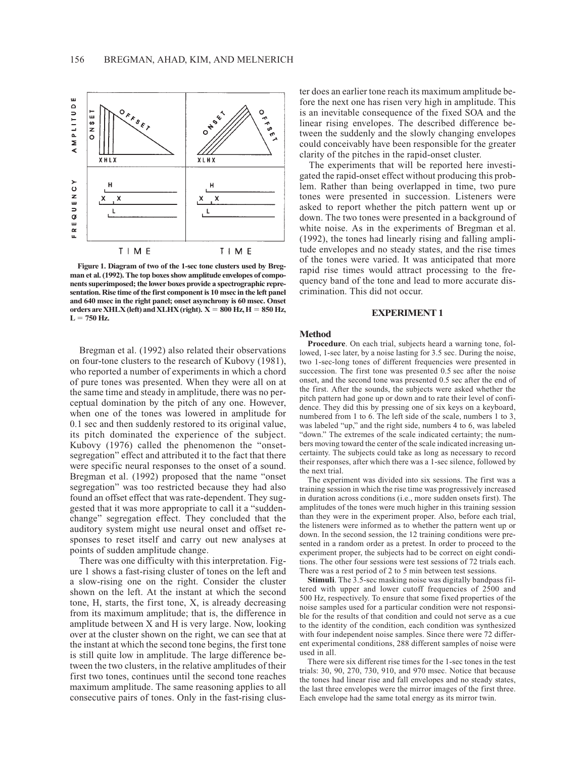AMPLITUDE

ONSET

OFFSET

XHLX

ONSET

OFFSET

XLHX

FREQUENCY

H

X X

L

H

X X

L

TIME

TIME

**Figure 1. Diagram of two of the 1-sec tone clusters used by Bregman et al. (1992). The top boxes show amplitude envelopes of components superimposed; the lower boxes provide a spectrographic representation. Rise time of the first component is 10 msec in the left panel and 640 msec in the right panel; onset asynchrony is 60 msec. Onset orders are XHLX (left) and XLHX (right). X = 800 Hz, H = 850 Hz, L = 750 Hz.**

Bregman et al. (1992) also related their observations on four-tone clusters to the research of Kubovy (1981), who reported a number of experiments in which a chord of pure tones was presented. When they were all on at the same time and steady in amplitude, there was no perceptual domination by the pitch of any one. However, when one of the tones was lowered in amplitude for 0.1 sec and then suddenly restored to its original value, its pitch dominated the experience of the subject. Kubovy (1976) called the phenomenon the "onset-segregation" effect and attributed it to the fact that there were specific neural responses to the onset of a sound. Bregman et al. (1992) proposed that the name "onset segregation" was too restricted because they had also found an offset effect that was rate-dependent. They suggested that it was more appropriate to call it a "sudden-change" segregation effect. They concluded that the auditory system might use neural onset and offset responses to reset itself and carry out new analyses at points of sudden amplitude change.

There was one difficulty with this interpretation. Figure 1 shows a fast-rising cluster of tones on the left and a slow-rising one on the right. Consider the cluster shown on the left. At the instant at which the second tone, H, starts, the first tone, X, is already decreasing from its maximum amplitude; that is, the difference in amplitude between X and H is very large. Now, looking over at the cluster shown on the right, we can see that at the instant at which the second tone begins, the first tone is still quite low in amplitude. The large difference between the two clusters, in the relative amplitudes of their first two tones, continues until the second tone reaches maximum amplitude. The same reasoning applies to all consecutive pairs of tones. Only in the fast-rising cluster does an earlier tone reach its maximum amplitude before the next one has risen very high in amplitude. This is an inevitable consequence of the fixed SOA and the linear rising envelopes. The described difference between the suddenly and the slowly changing envelopes could conceivably have been responsible for the greater clarity of the pitches in the rapid-onset cluster.

The experiments that will be reported here investigated the rapid-onset effect without producing this problem. Rather than being overlapped in time, two pure tones were presented in succession. Listeners were asked to report whether the pitch pattern went up or down. The two tones were presented in a background of white noise. As in the experiments of Bregman et al. (1992), the tones had linearly rising and falling amplitude envelopes and no steady states, and the rise times of the tones were varied. It was anticipated that more rapid rise times would attract processing to the frequency band of the tone and lead to more accurate discrimination. This did not occur.

## EXPERIMENT 1

### Method

**Procedure**. On each trial, subjects heard a warning tone, followed, 1-sec later, by a noise lasting for 3.5 sec. During the noise, two 1-sec-long tones of different frequencies were presented in succession. The first tone was presented 0.5 sec after the noise onset, and the second tone was presented 0.5 sec after the end of the first. After the sounds, the subjects were asked whether the pitch pattern had gone up or down and to rate their level of confidence. They did this by pressing one of six keys on a keyboard, numbered from 1 to 6. The left side of the scale, numbers 1 to 3, was labeled "up," and the right side, numbers 4 to 6, was labeled "down." The extremes of the scale indicated certainty; the numbers moving toward the center of the scale indicated increasing uncertainty. The subjects could take as long as necessary to record their responses, after which there was a 1-sec silence, followed by the next trial.

The experiment was divided into six sessions. The first was a training session in which the rise time was progressively increased in duration across conditions (i.e., more sudden onsets first). The amplitudes of the tones were much higher in this training session than they were in the experiment proper. Also, before each trial, the listeners were informed as to whether the pattern went up or down. In the second session, the 12 training conditions were presented in a random order as a pretest. In order to proceed to the experiment proper, the subjects had to be correct on eight conditions. The other four sessions were test sessions of 72 trials each. There was a rest period of 2 to 5 min between test sessions.

**Stimuli**. The 3.5-sec masking noise was digitally bandpass filtered with upper and lower cutoff frequencies of 2500 and 500 Hz, respectively. To ensure that some fixed properties of the noise samples used for a particular condition were not responsible for the results of that condition and could not serve as a cue to the identity of the condition, each condition was synthesized with four independent noise samples. Since there were 72 different experimental conditions, 288 different samples of noise were used in all.

There were six different rise times for the 1-sec tones in the test trials: 30, 90, 270, 730, 910, and 970 msec. Notice that because the tones had linear rise and fall envelopes and no steady states, the last three envelopes were the mirror images of the first three. Each envelope had the same total energy as its mirror twin.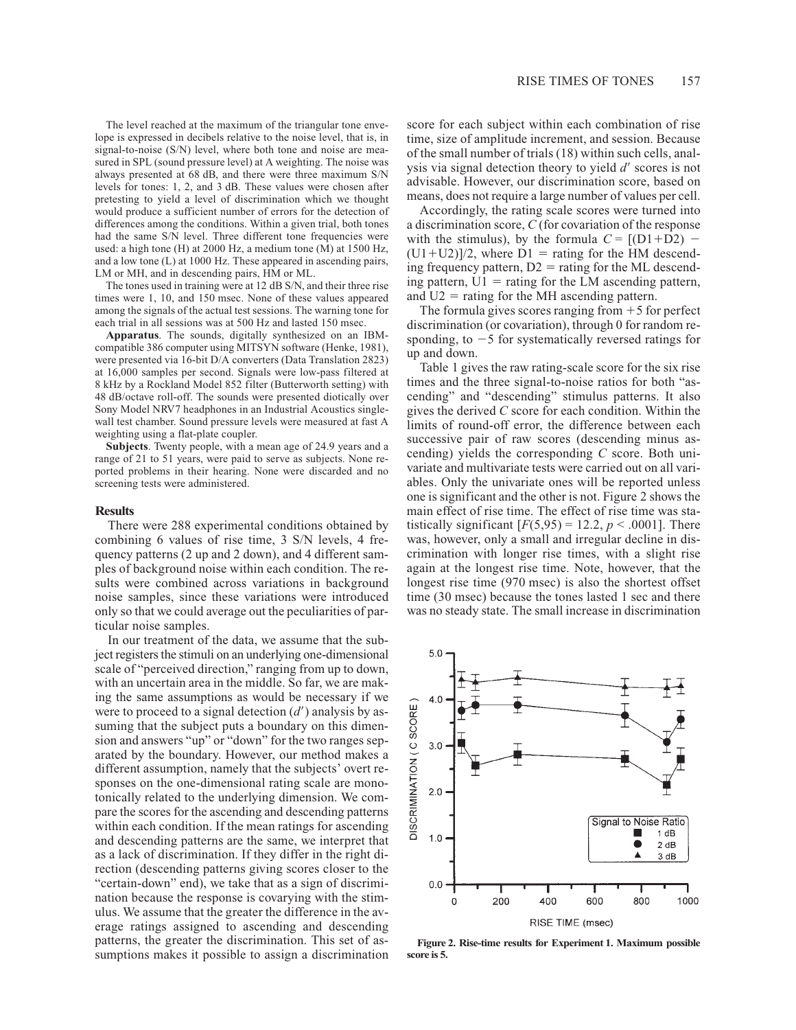The level reached at the maximum of the triangular tone envelope is expressed in decibels relative to the noise level, that is, in signal-to-noise (S/N) level, where both tone and noise are measured in SPL (sound pressure level) at A weighting. The noise was always presented at 68 dB, and there were three maximum S/N levels for tones: 1, 2, and 3 dB. These values were chosen after pretesting to yield a level of discrimination which we thought would produce a sufficient number of errors for the detection of differences among the conditions. Within a given trial, both tones had the same S/N level. Three different tone frequencies were used: a high tone (H) at 2000 Hz, a medium tone (M) at 1500 Hz, and a low tone (L) at 1000 Hz. These appeared in ascending pairs, LM or MH, and in descending pairs, HM or ML.

The tones used in training were at 12 dB S/N, and their three rise times were 1, 10, and 150 msec. None of these values appeared among the signals of the actual test sessions. The warning tone for each trial in all sessions was at 500 Hz and lasted 150 msec.

**Apparatus**. The sounds, digitally synthesized on an IBM-compatible 386 computer using MITSYN software (Henke, 1981), were presented via 16-bit D/A converters (Data Translation 2823) at 16,000 samples per second. Signals were low-pass filtered at 8 kHz by a Rockland Model 852 filter (Butterworth setting) with 48 dB/octave roll-off. The sounds were presented diotically over Sony Model NRV7 headphones in an Industrial Acoustics single-wall test chamber. Sound pressure levels were measured at fast A weighting using a flat-plate coupler.

**Subjects**. Twenty people, with a mean age of 24.9 years and a range of 21 to 51 years, were paid to serve as subjects. None reported problems in their hearing. None were discarded and no screening tests were administered.

## Results

There were 288 experimental conditions obtained by combining 6 values of rise time, 3 S/N levels, 4 frequency patterns (2 up and 2 down), and 4 different samples of background noise within each condition. The results were combined across variations in background noise samples, since these variations were introduced only so that we could average out the peculiarities of particular noise samples.

In our treatment of the data, we assume that the subject registers the stimuli on an underlying one-dimensional scale of "perceived direction," ranging from up to down, with an uncertain area in the middle. So far, we are making the same assumptions as would be necessary if we were to proceed to a signal detection ($d'$) analysis by assuming that the subject puts a boundary on this dimension and answers "up" or "down" for the two ranges separated by the boundary. However, our method makes a different assumption, namely that the subjects' overt responses on the one-dimensional rating scale are monotonically related to the underlying dimension. We compare the scores for the ascending and descending patterns within each condition. If the mean ratings for ascending and descending patterns are the same, we interpret that as a lack of discrimination. If they differ in the right direction (descending patterns giving scores closer to the "certain-down" end), we take that as a sign of discrimination because the response is covarying with the stimulus. We assume that the greater the difference in the average ratings assigned to ascending and descending patterns, the greater the discrimination. This set of assumptions makes it possible to assign a discrimination score for each subject within each combination of rise time, size of amplitude increment, and session. Because of the small number of trials (18) within such cells, analysis via signal detection theory to yield $d'$ scores is not advisable. However, our discrimination score, based on means, does not require a large number of values per cell.

Accordingly, the rating scale scores were turned into a discrimination score, $C$ (for covariation of the response with the stimulus), by the formula $C = [(D1+D2) - (U1+U2)]/2$, where $D1$ = rating for the HM descending frequency pattern, $D2$ = rating for the ML descending pattern, $U1$ = rating for the LM ascending pattern, and $U2$ = rating for the MH ascending pattern.

The formula gives scores ranging from +5 for perfect discrimination (or covariation), through 0 for random responding, to −5 for systematically reversed ratings for up and down.

Table 1 gives the raw rating-scale score for the six rise times and the three signal-to-noise ratios for both "ascending" and "descending" stimulus patterns. It also gives the derived $C$ score for each condition. Within the limits of round-off error, the difference between each successive pair of raw scores (descending minus ascending) yields the corresponding $C$ score. Both univariate and multivariate tests were carried out on all variables. Only the univariate ones will be reported unless one is significant and the other is not. Figure 2 shows the main effect of rise time. The effect of rise time was statistically significant [$F(5,95) = 12.2$, $p < .0001$]. There was, however, only a small and irregular decline in discrimination with longer rise times, with a slight rise again at the longest rise time. Note, however, that the longest rise time (970 msec) is also the shortest offset time (30 msec) because the tones lasted 1 sec and there was no steady state. The small increase in discrimination

**Figure 2. Rise-time results for Experiment 1. Maximum possible score is 5.**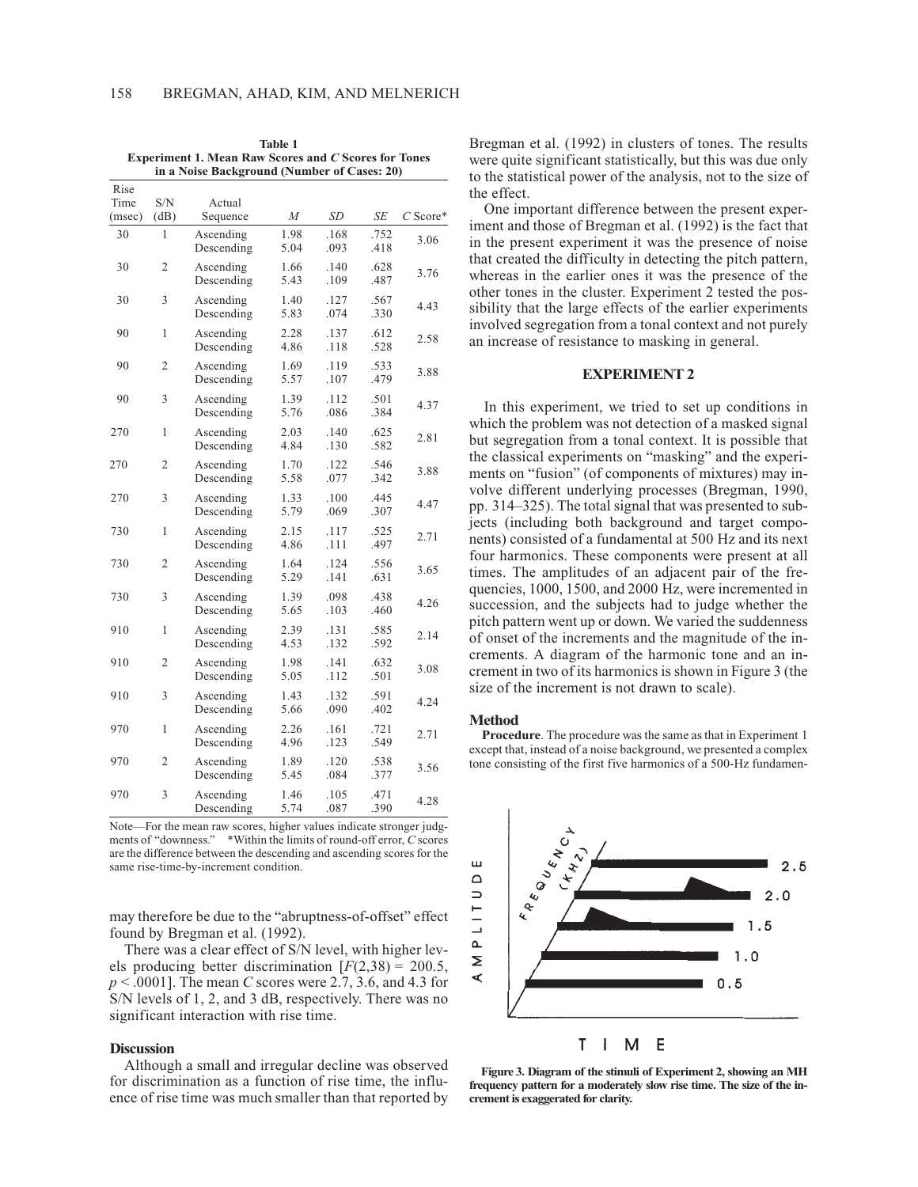**Table 1**
**Experiment 1. Mean Raw Scores and *C* Scores for Tones in a Noise Background (Number of Cases: 20)**

| Rise Time (msec) | S/N (dB) | Actual Sequence | *M* | *SD* | *SE* | *C* Score* |
|---|---|---|---|---|---|---|
| 30 | 1 | Ascending | 1.98 | .168 | .752 | 3.06 |
| | | Descending | 5.04 | .093 | .418 | |
| 30 | 2 | Ascending | 1.66 | .140 | .628 | 3.76 |
| | | Descending | 5.43 | .109 | .487 | |
| 30 | 3 | Ascending | 1.40 | .127 | .567 | 4.43 |
| | | Descending | 5.83 | .074 | .330 | |
| 90 | 1 | Ascending | 2.28 | .137 | .612 | 2.58 |
| | | Descending | 4.86 | .118 | .528 | |
| 90 | 2 | Ascending | 1.69 | .119 | .533 | 3.88 |
| | | Descending | 5.57 | .107 | .479 | |
| 90 | 3 | Ascending | 1.39 | .112 | .501 | 4.37 |
| | | Descending | 5.76 | .086 | .384 | |
| 270 | 1 | Ascending | 2.03 | .140 | .625 | 2.81 |
| | | Descending | 4.84 | .130 | .582 | |
| 270 | 2 | Ascending | 1.70 | .122 | .546 | 3.88 |
| | | Descending | 5.58 | .077 | .342 | |
| 270 | 3 | Ascending | 1.33 | .100 | .445 | 4.47 |
| | | Descending | 5.79 | .069 | .307 | |
| 730 | 1 | Ascending | 2.15 | .117 | .525 | 2.71 |
| | | Descending | 4.86 | .111 | .497 | |
| 730 | 2 | Ascending | 1.64 | .124 | .556 | 3.65 |
| | | Descending | 5.29 | .141 | .631 | |
| 730 | 3 | Ascending | 1.39 | .098 | .438 | 4.26 |
| | | Descending | 5.65 | .103 | .460 | |
| 910 | 1 | Ascending | 2.39 | .131 | .585 | 2.14 |
| | | Descending | 4.53 | .132 | .592 | |
| 910 | 2 | Ascending | 1.98 | .141 | .632 | 3.08 |
| | | Descending | 5.05 | .112 | .501 | |
| 910 | 3 | Ascending | 1.43 | .132 | .591 | 4.24 |
| | | Descending | 5.66 | .090 | .402 | |
| 970 | 1 | Ascending | 2.26 | .161 | .721 | 2.71 |
| | | Descending | 4.96 | .123 | .549 | |
| 970 | 2 | Ascending | 1.89 | .120 | .538 | 3.56 |
| | | Descending | 5.45 | .084 | .377 | |
| 970 | 3 | Ascending | 1.46 | .105 | .471 | 4.28 |
| | | Descending | 5.74 | .087 | .390 | |

Note—For the mean raw scores, higher values indicate stronger judgments of "downness." *Within the limits of round-off error, *C* scores are the difference between the descending and ascending scores for the same rise-time-by-increment condition.

may therefore be due to the "abruptness-of-offset" effect found by Bregman et al. (1992).

There was a clear effect of S/N level, with higher levels producing better discrimination [$F(2,38) = 200.5$, $p < .0001$]. The mean *C* scores were 2.7, 3.6, and 4.3 for S/N levels of 1, 2, and 3 dB, respectively. There was no significant interaction with rise time.

### Discussion

Although a small and irregular decline was observed for discrimination as a function of rise time, the influence of rise time was much smaller than that reported by Bregman et al. (1992) in clusters of tones. The results were quite significant statistically, but this was due only to the statistical power of the analysis, not to the size of the effect.

One important difference between the present experiment and those of Bregman et al. (1992) is the fact that in the present experiment it was the presence of noise that created the difficulty in detecting the pitch pattern, whereas in the earlier ones it was the presence of the other tones in the cluster. Experiment 2 tested the possibility that the large effects of the earlier experiments involved segregation from a tonal context and not purely an increase of resistance to masking in general.

## EXPERIMENT 2

In this experiment, we tried to set up conditions in which the problem was not detection of a masked signal but segregation from a tonal context. It is possible that the classical experiments on "masking" and the experiments on "fusion" (of components of mixtures) may involve different underlying processes (Bregman, 1990, pp. 314–325). The total signal that was presented to subjects (including both background and target components) consisted of a fundamental at 500 Hz and its next four harmonics. These components were present at all times. The amplitudes of an adjacent pair of the frequencies, 1000, 1500, and 2000 Hz, were incremented in succession, and the subjects had to judge whether the pitch pattern went up or down. We varied the suddenness of onset of the increments and the magnitude of the increments. A diagram of the harmonic tone and an increment in two of its harmonics is shown in Figure 3 (the size of the increment is not drawn to scale).

### Method

**Procedure**. The procedure was the same as that in Experiment 1 except that, instead of a noise background, we presented a complex tone consisting of the first five harmonics of a 500-Hz fundamen-

**Figure 3. Diagram of the stimuli of Experiment 2, showing an MH frequency pattern for a moderately slow rise time. The size of the increment is exaggerated for clarity.**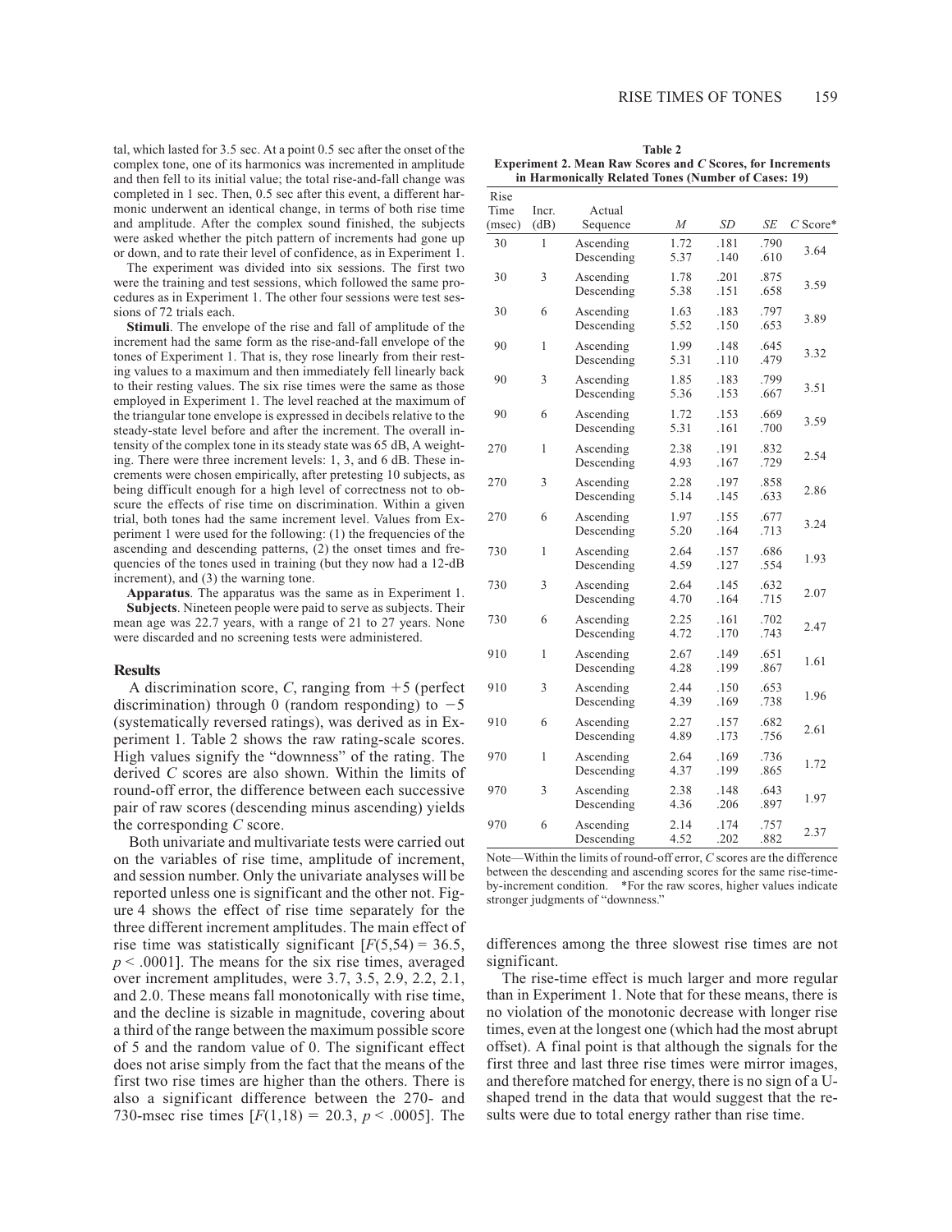tal, which lasted for 3.5 sec. At a point 0.5 sec after the onset of the complex tone, one of its harmonics was incremented in amplitude and then fell to its initial value; the total rise-and-fall change was completed in 1 sec. Then, 0.5 sec after this event, a different harmonic underwent an identical change, in terms of both rise time and amplitude. After the complex sound finished, the subjects were asked whether the pitch pattern of increments had gone up or down, and to rate their level of confidence, as in Experiment 1.

The experiment was divided into six sessions. The first two were the training and test sessions, which followed the same procedures as in Experiment 1. The other four sessions were test sessions of 72 trials each.

**Stimuli**. The envelope of the rise and fall of amplitude of the increment had the same form as the rise-and-fall envelope of the tones of Experiment 1. That is, they rose linearly from their resting values to a maximum and then immediately fell linearly back to their resting values. The six rise times were the same as those employed in Experiment 1. The level reached at the maximum of the triangular tone envelope is expressed in decibels relative to the steady-state level before and after the increment. The overall intensity of the complex tone in its steady state was 65 dB, A weighting. There were three increment levels: 1, 3, and 6 dB. These increments were chosen empirically, after pretesting 10 subjects, as being difficult enough for a high level of correctness not to obscure the effects of rise time on discrimination. Within a given trial, both tones had the same increment level. Values from Experiment 1 were used for the following: (1) the frequencies of the ascending and descending patterns, (2) the onset times and frequencies of the tones used in training (but they now had a 12-dB increment), and (3) the warning tone.

**Apparatus**. The apparatus was the same as in Experiment 1.

**Subjects**. Nineteen people were paid to serve as subjects. Their mean age was 22.7 years, with a range of 21 to 27 years. None were discarded and no screening tests were administered.

### Results

A discrimination score, *C*, ranging from +5 (perfect discrimination) through 0 (random responding) to −5 (systematically reversed ratings), was derived as in Experiment 1. Table 2 shows the raw rating-scale scores. High values signify the "downness" of the rating. The derived *C* scores are also shown. Within the limits of round-off error, the difference between each successive pair of raw scores (descending minus ascending) yields the corresponding *C* score.

Both univariate and multivariate tests were carried out on the variables of rise time, amplitude of increment, and session number. Only the univariate analyses will be reported unless one is significant and the other not. Figure 4 shows the effect of rise time separately for the three different increment amplitudes. The main effect of rise time was statistically significant [$F(5,54) = 36.5$, $p < .0001$]. The means for the six rise times, averaged over increment amplitudes, were 3.7, 3.5, 2.9, 2.2, 2.1, and 2.0. These means fall monotonically with rise time, and the decline is sizable in magnitude, covering about a third of the range between the maximum possible score of 5 and the random value of 0. The significant effect does not arise simply from the fact that the means of the first two rise times are higher than the others. There is also a significant difference between the 270- and 730-msec rise times [$F(1,18) = 20.3$, $p < .0005$]. The differences among the three slowest rise times are not significant.

The rise-time effect is much larger and more regular than in Experiment 1. Note that for these means, there is no violation of the monotonic decrease with longer rise times, even at the longest one (which had the most abrupt offset). A final point is that although the signals for the first three and last three rise times were mirror images, and therefore matched for energy, there is no sign of a U-shaped trend in the data that would suggest that the results were due to total energy rather than rise time.

**Table 2**
**Experiment 2. Mean Raw Scores and *C* Scores, for Increments in Harmonically Related Tones (Number of Cases: 19)**

| Rise Time (msec) | Incr. (dB) | Actual Sequence | *M* | *SD* | *SE* | *C* Score* |
|---|---|---|---|---|---|---|
| 30 | 1 | Ascending | 1.72 | .181 | .790 | 3.64 |
| | | Descending | 5.37 | .140 | .610 | |
| 30 | 3 | Ascending | 1.78 | .201 | .875 | 3.59 |
| | | Descending | 5.38 | .151 | .658 | |
| 30 | 6 | Ascending | 1.63 | .183 | .797 | 3.89 |
| | | Descending | 5.52 | .150 | .653 | |
| 90 | 1 | Ascending | 1.99 | .148 | .645 | 3.32 |
| | | Descending | 5.31 | .110 | .479 | |
| 90 | 3 | Ascending | 1.85 | .183 | .799 | 3.51 |
| | | Descending | 5.36 | .153 | .667 | |
| 90 | 6 | Ascending | 1.72 | .153 | .669 | 3.59 |
| | | Descending | 5.31 | .161 | .700 | |
| 270 | 1 | Ascending | 2.38 | .191 | .832 | 2.54 |
| | | Descending | 4.93 | .167 | .729 | |
| 270 | 3 | Ascending | 2.28 | .197 | .858 | 2.86 |
| | | Descending | 5.14 | .145 | .633 | |
| 270 | 6 | Ascending | 1.97 | .155 | .677 | 3.24 |
| | | Descending | 5.20 | .164 | .713 | |
| 730 | 1 | Ascending | 2.64 | .157 | .686 | 1.93 |
| | | Descending | 4.59 | .127 | .554 | |
| 730 | 3 | Ascending | 2.64 | .145 | .632 | 2.07 |
| | | Descending | 4.70 | .164 | .715 | |
| 730 | 6 | Ascending | 2.25 | .161 | .702 | 2.47 |
| | | Descending | 4.72 | .170 | .743 | |
| 910 | 1 | Ascending | 2.67 | .149 | .651 | 1.61 |
| | | Descending | 4.28 | .199 | .867 | |
| 910 | 3 | Ascending | 2.44 | .150 | .653 | 1.96 |
| | | Descending | 4.39 | .169 | .738 | |
| 910 | 6 | Ascending | 2.27 | .157 | .682 | 2.61 |
| | | Descending | 4.89 | .173 | .756 | |
| 970 | 1 | Ascending | 2.64 | .169 | .736 | 1.72 |
| | | Descending | 4.37 | .199 | .865 | |
| 970 | 3 | Ascending | 2.38 | .148 | .643 | 1.97 |
| | | Descending | 4.36 | .206 | .897 | |
| 970 | 6 | Ascending | 2.14 | .174 | .757 | 2.37 |
| | | Descending | 4.52 | .202 | .882 | |

Note—Within the limits of round-off error, *C* scores are the difference between the descending and ascending scores for the same rise-time-by-increment condition. *For the raw scores, higher values indicate stronger judgments of "downness."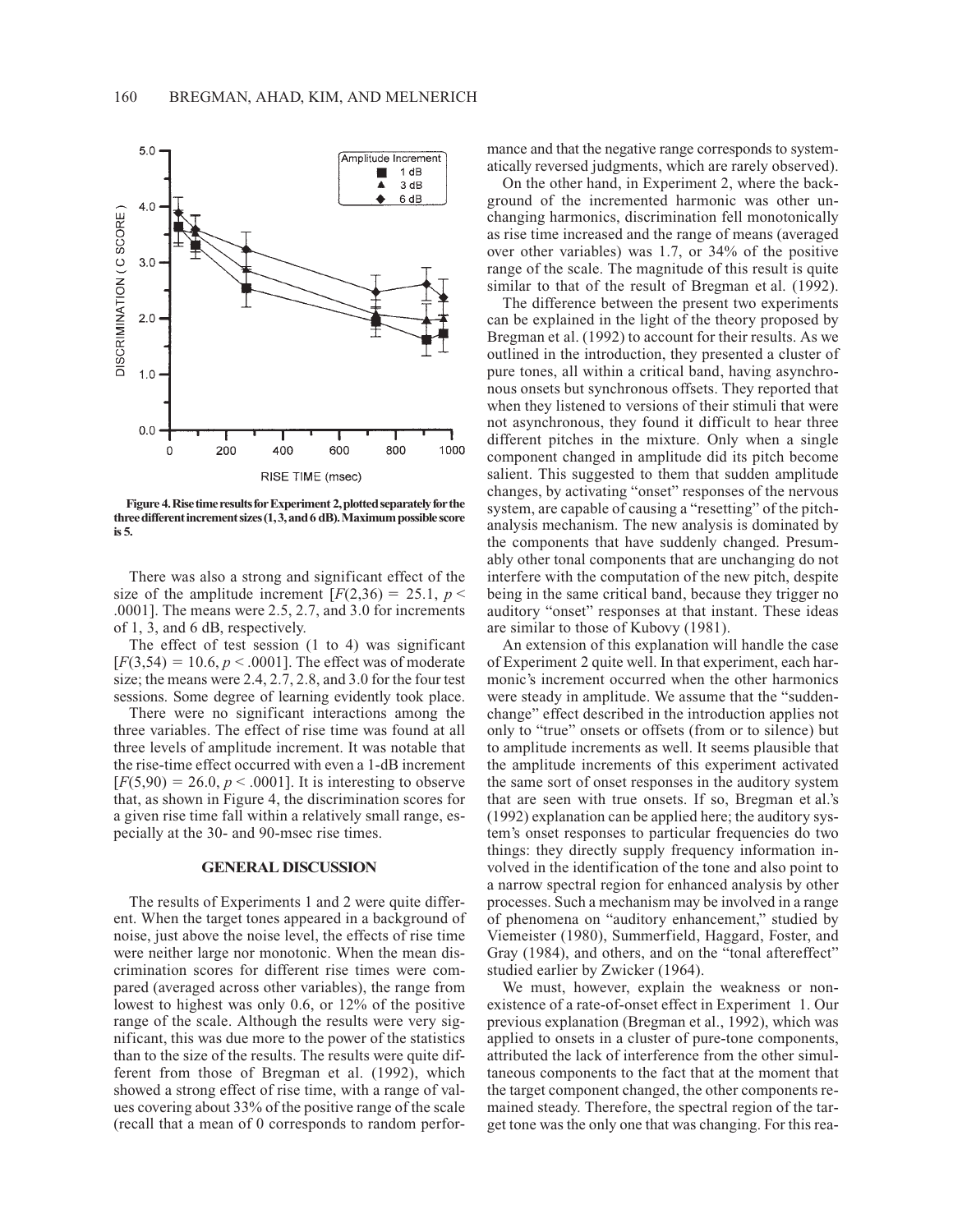Figure 4. Rise time results for Experiment 2, plotted separately for the three different increment sizes (1, 3, and 6 dB). Maximum possible score is 5.

There was also a strong and significant effect of the size of the amplitude increment [$F(2,36) = 25.1$, $p < .0001$]. The means were 2.5, 2.7, and 3.0 for increments of 1, 3, and 6 dB, respectively.

The effect of test session (1 to 4) was significant [$F(3,54) = 10.6$, $p < .0001$]. The effect was of moderate size; the means were 2.4, 2.7, 2.8, and 3.0 for the four test sessions. Some degree of learning evidently took place.

There were no significant interactions among the three variables. The effect of rise time was found at all three levels of amplitude increment. It was notable that the rise-time effect occurred with even a 1-dB increment [$F(5,90) = 26.0$, $p < .0001$]. It is interesting to observe that, as shown in Figure 4, the discrimination scores for a given rise time fall within a relatively small range, especially at the 30- and 90-msec rise times.

## GENERAL DISCUSSION

The results of Experiments 1 and 2 were quite different. When the target tones appeared in a background of noise, just above the noise level, the effects of rise time were neither large nor monotonic. When the mean discrimination scores for different rise times were compared (averaged across other variables), the range from lowest to highest was only 0.6, or 12% of the positive range of the scale. Although the results were very significant, this was due more to the power of the statistics than to the size of the results. The results were quite different from those of Bregman et al. (1992), which showed a strong effect of rise time, with a range of values covering about 33% of the positive range of the scale (recall that a mean of 0 corresponds to random performance and that the negative range corresponds to systematically reversed judgments, which are rarely observed).

On the other hand, in Experiment 2, where the background of the incremented harmonic was other unchanging harmonics, discrimination fell monotonically as rise time increased and the range of means (averaged over other variables) was 1.7, or 34% of the positive range of the scale. The magnitude of this result is quite similar to that of the result of Bregman et al. (1992).

The difference between the present two experiments can be explained in the light of the theory proposed by Bregman et al. (1992) to account for their results. As we outlined in the introduction, they presented a cluster of pure tones, all within a critical band, having asynchronous onsets but synchronous offsets. They reported that when they listened to versions of their stimuli that were not asynchronous, they found it difficult to hear three different pitches in the mixture. Only when a single component changed in amplitude did its pitch become salient. This suggested to them that sudden amplitude changes, by activating "onset" responses of the nervous system, are capable of causing a "resetting" of the pitch-analysis mechanism. The new analysis is dominated by the components that have suddenly changed. Presumably other tonal components that are unchanging do not interfere with the computation of the new pitch, despite being in the same critical band, because they trigger no auditory "onset" responses at that instant. These ideas are similar to those of Kubovy (1981).

An extension of this explanation will handle the case of Experiment 2 quite well. In that experiment, each harmonic's increment occurred when the other harmonics were steady in amplitude. We assume that the "sudden-change" effect described in the introduction applies not only to "true" onsets or offsets (from or to silence) but to amplitude increments as well. It seems plausible that the amplitude increments of this experiment activated the same sort of onset responses in the auditory system that are seen with true onsets. If so, Bregman et al.'s (1992) explanation can be applied here; the auditory system's onset responses to particular frequencies do two things: they directly supply frequency information involved in the identification of the tone and also point to a narrow spectral region for enhanced analysis by other processes. Such a mechanism may be involved in a range of phenomena on "auditory enhancement," studied by Viemeister (1980), Summerfield, Haggard, Foster, and Gray (1984), and others, and on the "tonal aftereffect" studied earlier by Zwicker (1964).

We must, however, explain the weakness or nonexistence of a rate-of-onset effect in Experiment 1. Our previous explanation (Bregman et al., 1992), which was applied to onsets in a cluster of pure-tone components, attributed the lack of interference from the other simultaneous components to the fact that at the moment that the target component changed, the other components remained steady. Therefore, the spectral region of the target tone was the only one that was changing. For this rea-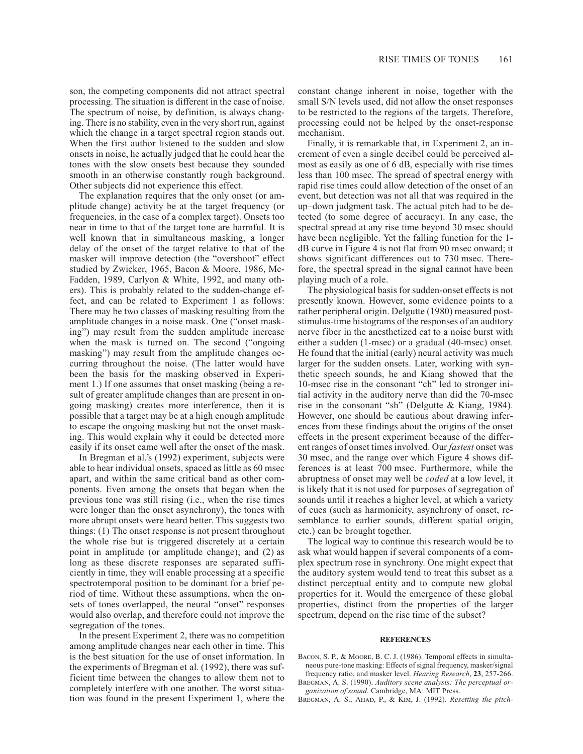son, the competing components did not attract spectral processing. The situation is different in the case of noise. The spectrum of noise, by definition, is always changing. There is no stability, even in the very short run, against which the change in a target spectral region stands out. When the first author listened to the sudden and slow onsets in noise, he actually judged that he could hear the tones with the slow onsets best because they sounded smooth in an otherwise constantly rough background. Other subjects did not experience this effect.

The explanation requires that the only onset (or amplitude change) activity be at the target frequency (or frequencies, in the case of a complex target). Onsets too near in time to that of the target tone are harmful. It is well known that in simultaneous masking, a longer delay of the onset of the target relative to that of the masker will improve detection (the "overshoot" effect studied by Zwicker, 1965, Bacon & Moore, 1986, McFadden, 1989, Carlyon & White, 1992, and many others). This is probably related to the sudden-change effect, and can be related to Experiment 1 as follows: There may be two classes of masking resulting from the amplitude changes in a noise mask. One ("onset masking") may result from the sudden amplitude increase when the mask is turned on. The second ("ongoing masking") may result from the amplitude changes occurring throughout the noise. (The latter would have been the basis for the masking observed in Experiment 1.) If one assumes that onset masking (being a result of greater amplitude changes than are present in ongoing masking) creates more interference, then it is possible that a target may be at a high enough amplitude to escape the ongoing masking but not the onset masking. This would explain why it could be detected more easily if its onset came well after the onset of the mask.

In Bregman et al.'s (1992) experiment, subjects were able to hear individual onsets, spaced as little as 60 msec apart, and within the same critical band as other components. Even among the onsets that began when the previous tone was still rising (i.e., when the rise times were longer than the onset asynchrony), the tones with more abrupt onsets were heard better. This suggests two things: (1) The onset response is not present throughout the whole rise but is triggered discretely at a certain point in amplitude (or amplitude change); and (2) as long as these discrete responses are separated sufficiently in time, they will enable processing at a specific spectrotemporal position to be dominant for a brief period of time. Without these assumptions, when the onsets of tones overlapped, the neural "onset" responses would also overlap, and therefore could not improve the segregation of the tones.

In the present Experiment 2, there was no competition among amplitude changes near each other in time. This is the best situation for the use of onset information. In the experiments of Bregman et al. (1992), there was sufficient time between the changes to allow them not to completely interfere with one another. The worst situation was found in the present Experiment 1, where the constant change inherent in noise, together with the small S/N levels used, did not allow the onset responses to be restricted to the regions of the targets. Therefore, processing could not be helped by the onset-response mechanism.

Finally, it is remarkable that, in Experiment 2, an increment of even a single decibel could be perceived almost as easily as one of 6 dB, especially with rise times less than 100 msec. The spread of spectral energy with rapid rise times could allow detection of the onset of an event, but detection was not all that was required in the up–down judgment task. The actual pitch had to be detected (to some degree of accuracy). In any case, the spectral spread at any rise time beyond 30 msec should have been negligible. Yet the falling function for the 1-dB curve in Figure 4 is not flat from 90 msec onward; it shows significant differences out to 730 msec. Therefore, the spectral spread in the signal cannot have been playing much of a role.

The physiological basis for sudden-onset effects is not presently known. However, some evidence points to a rather peripheral origin. Delgutte (1980) measured post-stimulus-time histograms of the responses of an auditory nerve fiber in the anesthetized cat to a noise burst with either a sudden (1-msec) or a gradual (40-msec) onset. He found that the initial (early) neural activity was much larger for the sudden onsets. Later, working with synthetic speech sounds, he and Kiang showed that the 10-msec rise in the consonant "ch" led to stronger initial activity in the auditory nerve than did the 70-msec rise in the consonant "sh" (Delgutte & Kiang, 1984). However, one should be cautious about drawing inferences from these findings about the origins of the onset effects in the present experiment because of the different ranges of onset times involved. Our *fastest* onset was 30 msec, and the range over which Figure 4 shows differences is at least 700 msec. Furthermore, while the abruptness of onset may well be *coded* at a low level, it is likely that it is not used for purposes of segregation of sounds until it reaches a higher level, at which a variety of cues (such as harmonicity, asynchrony of onset, resemblance to earlier sounds, different spatial origin, etc.) can be brought together.

The logical way to continue this research would be to ask what would happen if several components of a complex spectrum rose in synchrony. One might expect that the auditory system would tend to treat this subset as a distinct perceptual entity and to compute new global properties for it. Would the emergence of these global properties, distinct from the properties of the larger spectrum, depend on the rise time of the subset?

## REFERENCES

Bacon, S. P., & Moore, B. C. J. (1986). Temporal effects in simultaneous pure-tone masking: Effects of signal frequency, masker/signal frequency ratio, and masker level. *Hearing Research*, **23**, 257-266.

Bregman, A. S. (1990). *Auditory scene analysis: The perceptual organization of sound*. Cambridge, MA: MIT Press.

Bregman, A. S., Ahad, P., & Kim, J. (1992). *Resetting the pitch-*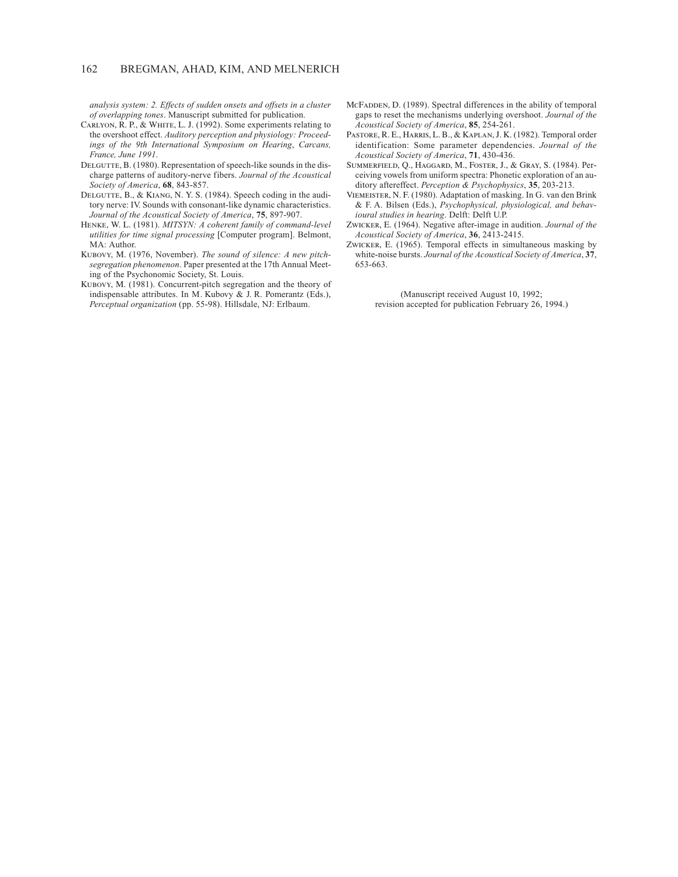*analysis system: 2. Effects of sudden onsets and offsets in a cluster of overlapping tones*. Manuscript submitted for publication.

Carlyon, R. P., & White, L. J. (1992). Some experiments relating to the overshoot effect. *Auditory perception and physiology: Proceedings of the 9th International Symposium on Hearing, Carcans, France, June 1991.*

Delgutte, B. (1980). Representation of speech-like sounds in the discharge patterns of auditory-nerve fibers. *Journal of the Acoustical Society of America*, **68**, 843-857.

Delgutte, B., & Kiang, N. Y. S. (1984). Speech coding in the auditory nerve: IV. Sounds with consonant-like dynamic characteristics. *Journal of the Acoustical Society of America*, **75**, 897-907.

Henke, W. L. (1981). *MITSYN: A coherent family of command-level utilities for time signal processing* [Computer program]. Belmont, MA: Author.

Kubovy, M. (1976, November). *The sound of silence: A new pitch-segregation phenomenon*. Paper presented at the 17th Annual Meeting of the Psychonomic Society, St. Louis.

Kubovy, M. (1981). Concurrent-pitch segregation and the theory of indispensable attributes. In M. Kubovy & J. R. Pomerantz (Eds.), *Perceptual organization* (pp. 55-98). Hillsdale, NJ: Erlbaum.

McFadden, D. (1989). Spectral differences in the ability of temporal gaps to reset the mechanisms underlying overshoot. *Journal of the Acoustical Society of America*, **85**, 254-261.

Pastore, R. E., Harris, L. B., & Kaplan, J. K. (1982). Temporal order identification: Some parameter dependencies. *Journal of the Acoustical Society of America*, **71**, 430-436.

Summerfield, Q., Haggard, M., Foster, J., & Gray, S. (1984). Perceiving vowels from uniform spectra: Phonetic exploration of an auditory aftereffect. *Perception & Psychophysics*, **35**, 203-213.

Viemeister, N. F. (1980). Adaptation of masking. In G. van den Brink & F. A. Bilsen (Eds.), *Psychophysical, physiological, and behavioural studies in hearing*. Delft: Delft U.P.

Zwicker, E. (1964). Negative after-image in audition. *Journal of the Acoustical Society of America*, **36**, 2413-2415.

Zwicker, E. (1965). Temporal effects in simultaneous masking by white-noise bursts. *Journal of the Acoustical Society of America*, **37**, 653-663.

(Manuscript received August 10, 1992;
revision accepted for publication February 26, 1994.)